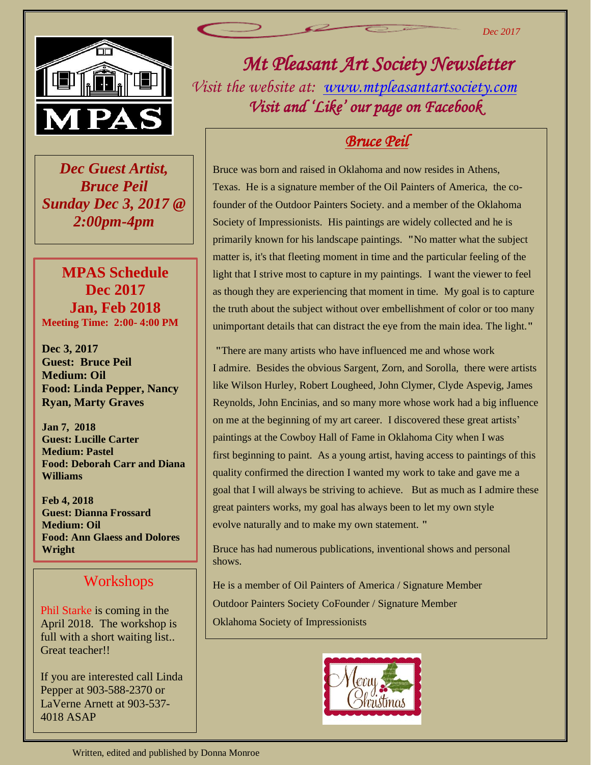Dec 2017

# Mt Pleasant Art Society Newsletter

*Visit the website at: www.mtpleasantartsociety.com*

*Visit and 'Like' our page on Facebook*

MPAS

***Dec Guest Artist, Bruce Peil Sunday Dec 3, 2017 @ 2:00pm-4pm***

## MPAS Schedule Dec 2017 Jan, Feb 2018

**Meeting Time: 2:00- 4:00 PM**

**Dec 3, 2017**
**Guest: Bruce Peil**
**Medium: Oil**
**Food: Linda Pepper, Nancy Ryan, Marty Graves**

**Jan 7, 2018**
**Guest: Lucille Carter**
**Medium: Pastel**
**Food: Deborah Carr and Diana Williams**

**Feb 4, 2018**
**Guest: Dianna Frossard**
**Medium: Oil**
**Food: Ann Glaess and Dolores Wright**

## Workshops

Phil Starke is coming in the April 2018. The workshop is full with a short waiting list.. Great teacher!!

If you are interested call Linda Pepper at 903-588-2370 or LaVerne Arnett at 903-537-4018 ASAP

## Bruce Peil

Bruce was born and raised in Oklahoma and now resides in Athens, Texas. He is a signature member of the Oil Painters of America, the co-founder of the Outdoor Painters Society. and a member of the Oklahoma Society of Impressionists. His paintings are widely collected and he is primarily known for his landscape paintings. "No matter what the subject matter is, it's that fleeting moment in time and the particular feeling of the light that I strive most to capture in my paintings. I want the viewer to feel as though they are experiencing that moment in time. My goal is to capture the truth about the subject without over embellishment of color or too many unimportant details that can distract the eye from the main idea. The light."

"There are many artists who have influenced me and whose work I admire. Besides the obvious Sargent, Zorn, and Sorolla, there were artists like Wilson Hurley, Robert Lougheed, John Clymer, Clyde Aspevig, James Reynolds, John Encinias, and so many more whose work had a big influence on me at the beginning of my art career. I discovered these great artists' paintings at the Cowboy Hall of Fame in Oklahoma City when I was first beginning to paint. As a young artist, having access to paintings of this quality confirmed the direction I wanted my work to take and gave me a goal that I will always be striving to achieve. But as much as I admire these great painters works, my goal has always been to let my own style evolve naturally and to make my own statement. "

Bruce has had numerous publications, inventional shows and personal shows.

He is a member of Oil Painters of America / Signature Member
Outdoor Painters Society CoFounder / Signature Member
Oklahoma Society of Impressionists

Merry Christmas

Written, edited and published by Donna Monroe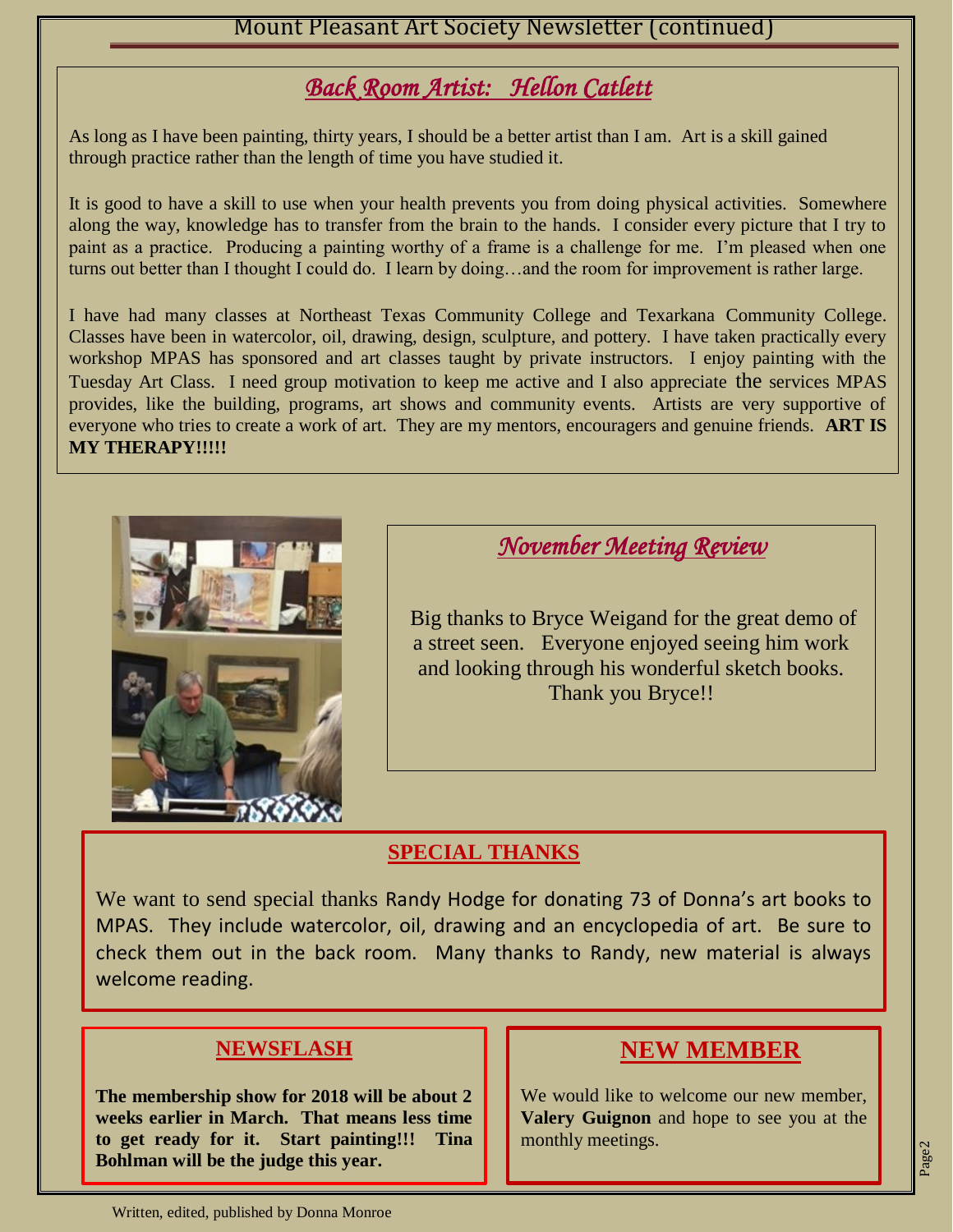## *Back Room Artist: Hellon Catlett*

As long as I have been painting, thirty years, I should be a better artist than I am. Art is a skill gained through practice rather than the length of time you have studied it.

It is good to have a skill to use when your health prevents you from doing physical activities. Somewhere along the way, knowledge has to transfer from the brain to the hands. I consider every picture that I try to paint as a practice. Producing a painting worthy of a frame is a challenge for me. I'm pleased when one turns out better than I thought I could do. I learn by doing…and the room for improvement is rather large.

I have had many classes at Northeast Texas Community College and Texarkana Community College. Classes have been in watercolor, oil, drawing, design, sculpture, and pottery. I have taken practically every workshop MPAS has sponsored and art classes taught by private instructors. I enjoy painting with the Tuesday Art Class. I need group motivation to keep me active and I also appreciate the services MPAS provides, like the building, programs, art shows and community events. Artists are very supportive of everyone who tries to create a work of art. They are my mentors, encouragers and genuine friends. **ART IS MY THERAPY!!!!!**

## *November Meeting Review*

Big thanks to Bryce Weigand for the great demo of a street seen. Everyone enjoyed seeing him work and looking through his wonderful sketch books. Thank you Bryce!!

## SPECIAL THANKS

We want to send special thanks Randy Hodge for donating 73 of Donna's art books to MPAS. They include watercolor, oil, drawing and an encyclopedia of art. Be sure to check them out in the back room. Many thanks to Randy, new material is always welcome reading.

## NEWSFLASH

**The membership show for 2018 will be about 2 weeks earlier in March. That means less time to get ready for it. Start painting!!! Tina Bohlman will be the judge this year.**

## NEW MEMBER

We would like to welcome our new member, **Valery Guignon** and hope to see you at the monthly meetings.

Written, edited, published by Donna Monroe